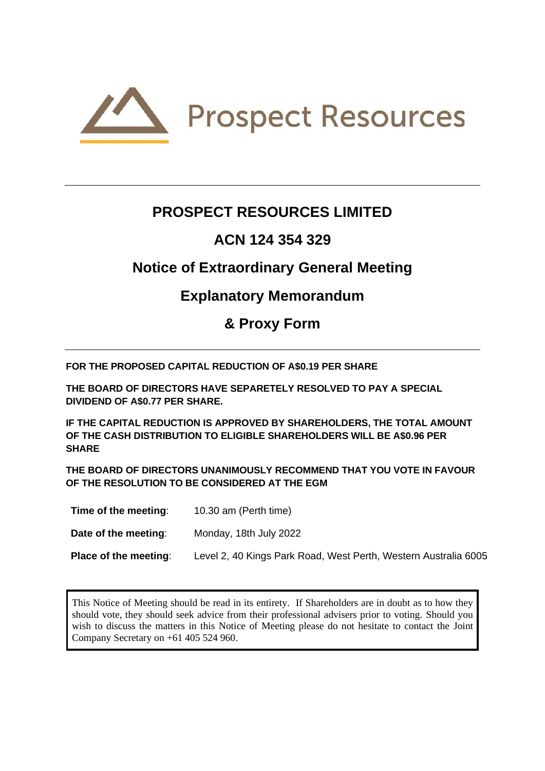Prospect Resources

# PROSPECT RESOURCES LIMITED

## ACN 124 354 329

## Notice of Extraordinary General Meeting

## Explanatory Memorandum

## & Proxy Form

**FOR THE PROPOSED CAPITAL REDUCTION OF A$0.19 PER SHARE**

**THE BOARD OF DIRECTORS HAVE SEPARETELY RESOLVED TO PAY A SPECIAL DIVIDEND OF A$0.77 PER SHARE.**

**IF THE CAPITAL REDUCTION IS APPROVED BY SHAREHOLDERS, THE TOTAL AMOUNT OF THE CASH DISTRIBUTION TO ELIGIBLE SHAREHOLDERS WILL BE A$0.96 PER SHARE**

**THE BOARD OF DIRECTORS UNANIMOUSLY RECOMMEND THAT YOU VOTE IN FAVOUR OF THE RESOLUTION TO BE CONSIDERED AT THE EGM**

| | |
|---|---|
| **Time of the meeting**: | 10.30 am (Perth time) |
| **Date of the meeting**: | Monday, 18th July 2022 |
| **Place of the meeting**: | Level 2, 40 Kings Park Road, West Perth, Western Australia 6005 |

This Notice of Meeting should be read in its entirety. If Shareholders are in doubt as to how they should vote, they should seek advice from their professional advisers prior to voting. Should you wish to discuss the matters in this Notice of Meeting please do not hesitate to contact the Joint Company Secretary on +61 405 524 960.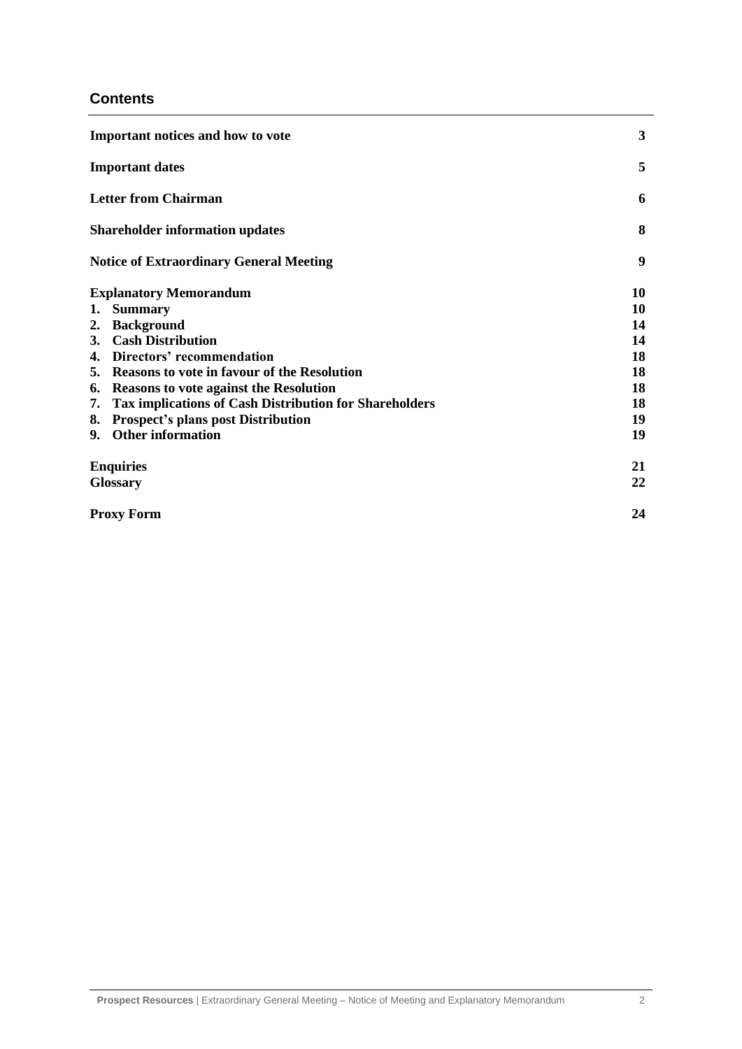## Contents

| | |
|---|---|
| **Important notices and how to vote** | **3** |
| **Important dates** | **5** |
| **Letter from Chairman** | **6** |
| **Shareholder information updates** | **8** |
| **Notice of Extraordinary General Meeting** | **9** |
| **Explanatory Memorandum** | **10** |
| **1. Summary** | **10** |
| **2. Background** | **14** |
| **3. Cash Distribution** | **14** |
| **4. Directors' recommendation** | **18** |
| **5. Reasons to vote in favour of the Resolution** | **18** |
| **6. Reasons to vote against the Resolution** | **18** |
| **7. Tax implications of Cash Distribution for Shareholders** | **18** |
| **8. Prospect's plans post Distribution** | **19** |
| **9. Other information** | **19** |
| **Enquiries** | **21** |
| **Glossary** | **22** |
| **Proxy Form** | **24** |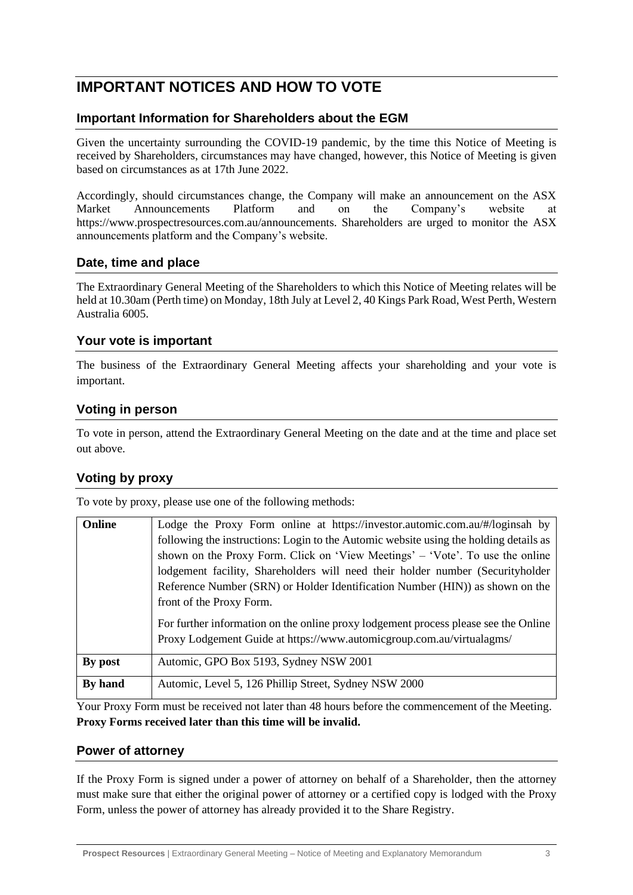# IMPORTANT NOTICES AND HOW TO VOTE

## Important Information for Shareholders about the EGM

Given the uncertainty surrounding the COVID-19 pandemic, by the time this Notice of Meeting is received by Shareholders, circumstances may have changed, however, this Notice of Meeting is given based on circumstances as at 17th June 2022.

Accordingly, should circumstances change, the Company will make an announcement on the ASX Market Announcements Platform and on the Company's website at https://www.prospectresources.com.au/announcements. Shareholders are urged to monitor the ASX announcements platform and the Company's website.

## Date, time and place

The Extraordinary General Meeting of the Shareholders to which this Notice of Meeting relates will be held at 10.30am (Perth time) on Monday, 18th July at Level 2, 40 Kings Park Road, West Perth, Western Australia 6005.

## Your vote is important

The business of the Extraordinary General Meeting affects your shareholding and your vote is important.

## Voting in person

To vote in person, attend the Extraordinary General Meeting on the date and at the time and place set out above.

## Voting by proxy

To vote by proxy, please use one of the following methods:

| | |
|---|---|
| **Online** | Lodge the Proxy Form online at https://investor.automic.com.au/#/loginsah by following the instructions: Login to the Automic website using the holding details as shown on the Proxy Form. Click on 'View Meetings' – 'Vote'. To use the online lodgement facility, Shareholders will need their holder number (Securityholder Reference Number (SRN) or Holder Identification Number (HIN)) as shown on the front of the Proxy Form.<br><br>For further information on the online proxy lodgement process please see the Online Proxy Lodgement Guide at https://www.automicgroup.com.au/virtualagms/ |
| **By post** | Automic, GPO Box 5193, Sydney NSW 2001 |
| **By hand** | Automic, Level 5, 126 Phillip Street, Sydney NSW 2000 |

Your Proxy Form must be received not later than 48 hours before the commencement of the Meeting. **Proxy Forms received later than this time will be invalid.**

## Power of attorney

If the Proxy Form is signed under a power of attorney on behalf of a Shareholder, then the attorney must make sure that either the original power of attorney or a certified copy is lodged with the Proxy Form, unless the power of attorney has already provided it to the Share Registry.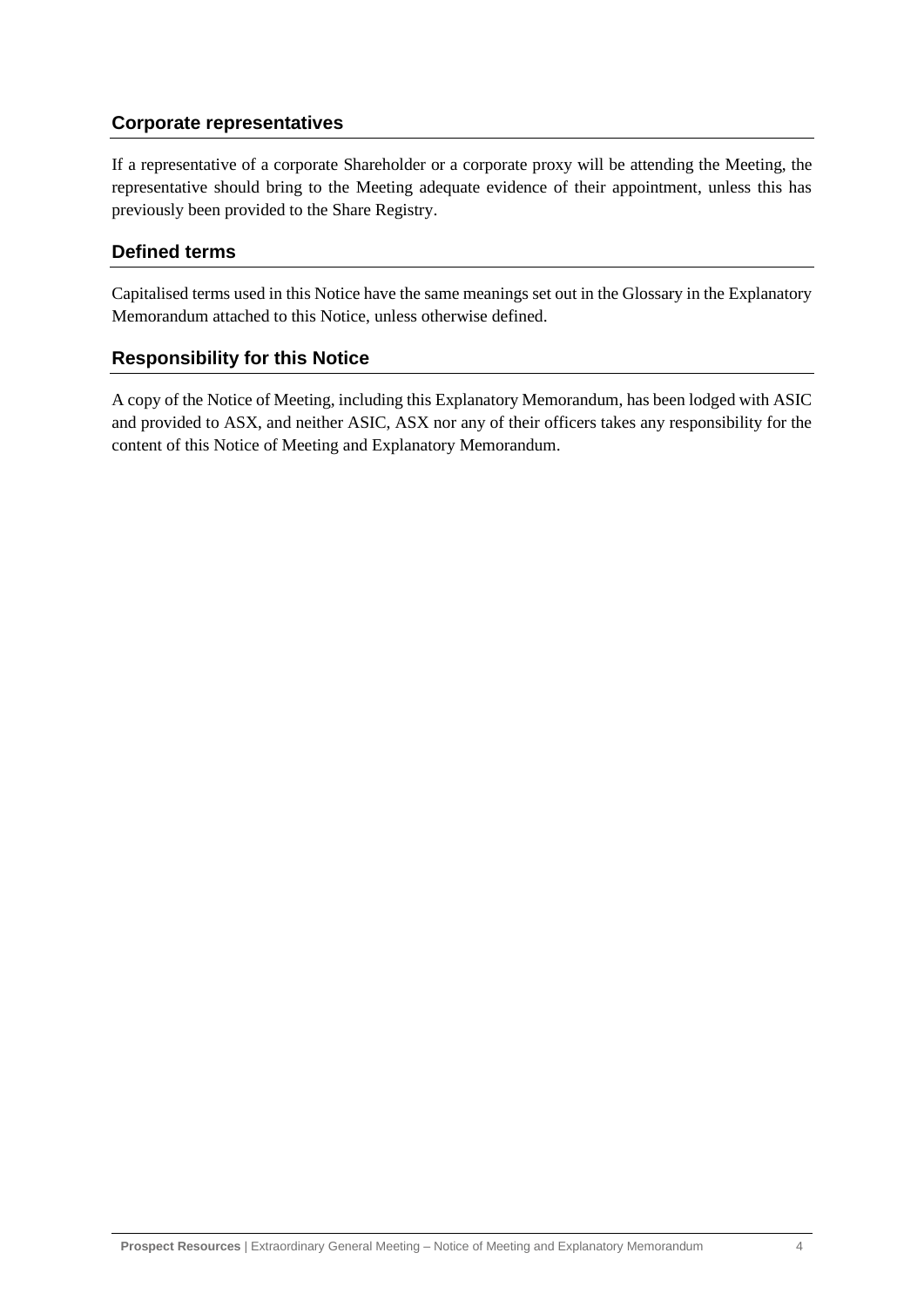## Corporate representatives

If a representative of a corporate Shareholder or a corporate proxy will be attending the Meeting, the representative should bring to the Meeting adequate evidence of their appointment, unless this has previously been provided to the Share Registry.

## Defined terms

Capitalised terms used in this Notice have the same meanings set out in the Glossary in the Explanatory Memorandum attached to this Notice, unless otherwise defined.

## Responsibility for this Notice

A copy of the Notice of Meeting, including this Explanatory Memorandum, has been lodged with ASIC and provided to ASX, and neither ASIC, ASX nor any of their officers takes any responsibility for the content of this Notice of Meeting and Explanatory Memorandum.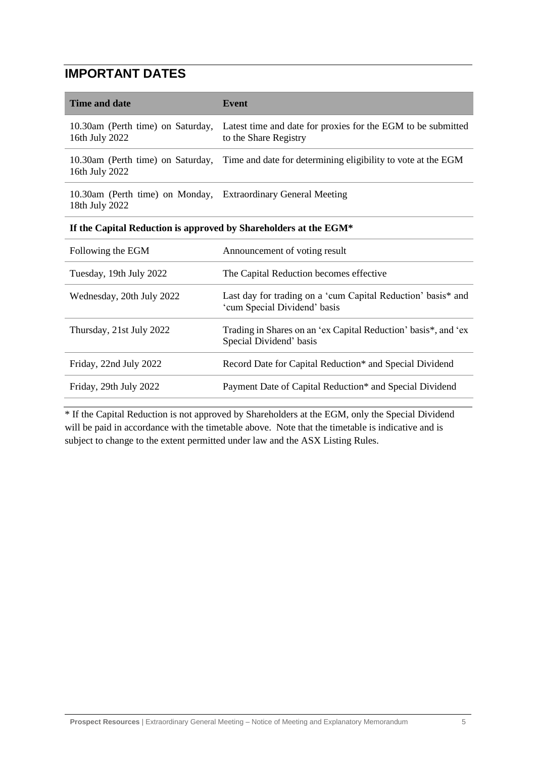## IMPORTANT DATES

| Time and date | Event |
|---|---|
| 10.30am (Perth time) on Saturday, 16th July 2022 | Latest time and date for proxies for the EGM to be submitted to the Share Registry |
| 10.30am (Perth time) on Saturday, 16th July 2022 | Time and date for determining eligibility to vote at the EGM |
| 10.30am (Perth time) on Monday, 18th July 2022 | Extraordinary General Meeting |
| **If the Capital Reduction is approved by Shareholders at the EGM*** | |
| Following the EGM | Announcement of voting result |
| Tuesday, 19th July 2022 | The Capital Reduction becomes effective |
| Wednesday, 20th July 2022 | Last day for trading on a 'cum Capital Reduction' basis* and 'cum Special Dividend' basis |
| Thursday, 21st July 2022 | Trading in Shares on an 'ex Capital Reduction' basis*, and 'ex Special Dividend' basis |
| Friday, 22nd July 2022 | Record Date for Capital Reduction* and Special Dividend |
| Friday, 29th July 2022 | Payment Date of Capital Reduction* and Special Dividend |

* If the Capital Reduction is not approved by Shareholders at the EGM, only the Special Dividend will be paid in accordance with the timetable above. Note that the timetable is indicative and is subject to change to the extent permitted under law and the ASX Listing Rules.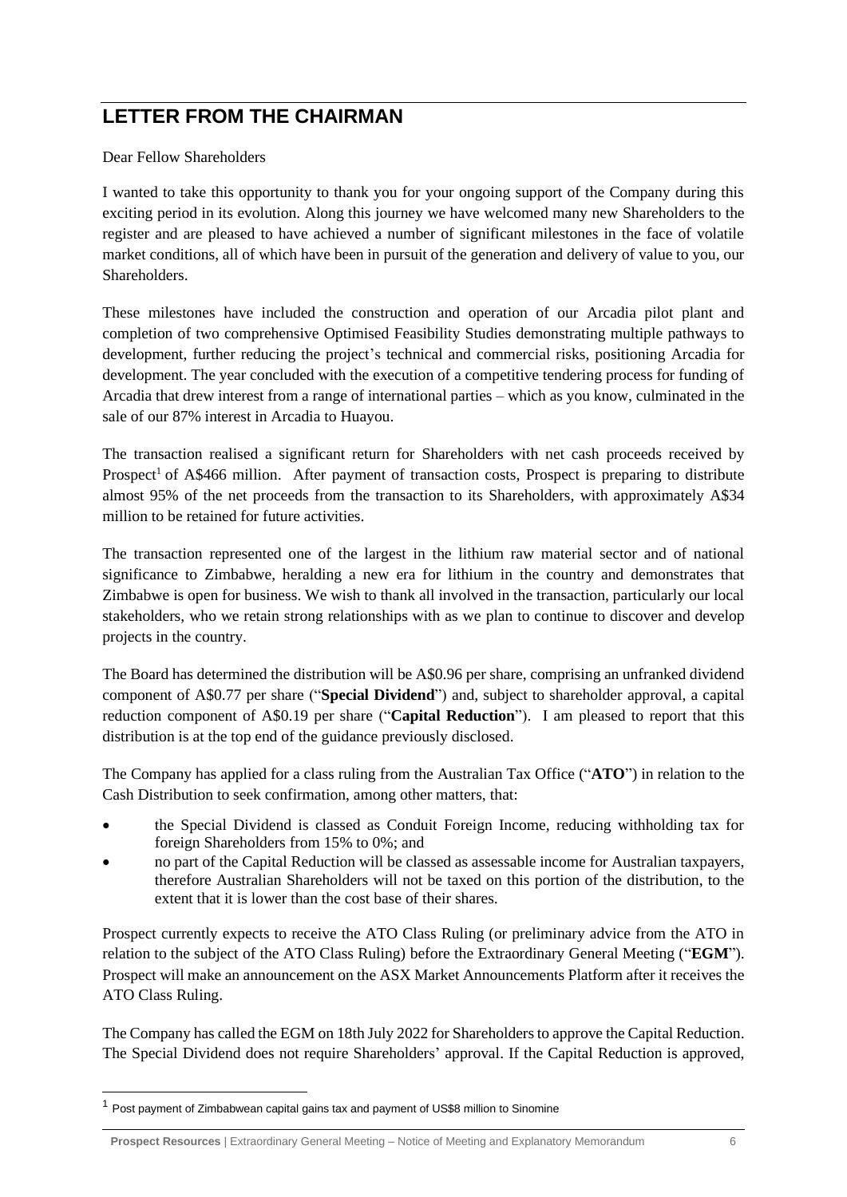## LETTER FROM THE CHAIRMAN

Dear Fellow Shareholders

I wanted to take this opportunity to thank you for your ongoing support of the Company during this exciting period in its evolution. Along this journey we have welcomed many new Shareholders to the register and are pleased to have achieved a number of significant milestones in the face of volatile market conditions, all of which have been in pursuit of the generation and delivery of value to you, our Shareholders.

These milestones have included the construction and operation of our Arcadia pilot plant and completion of two comprehensive Optimised Feasibility Studies demonstrating multiple pathways to development, further reducing the project's technical and commercial risks, positioning Arcadia for development. The year concluded with the execution of a competitive tendering process for funding of Arcadia that drew interest from a range of international parties – which as you know, culminated in the sale of our 87% interest in Arcadia to Huayou.

The transaction realised a significant return for Shareholders with net cash proceeds received by Prospect[1] of A$466 million. After payment of transaction costs, Prospect is preparing to distribute almost 95% of the net proceeds from the transaction to its Shareholders, with approximately A$34 million to be retained for future activities.

The transaction represented one of the largest in the lithium raw material sector and of national significance to Zimbabwe, heralding a new era for lithium in the country and demonstrates that Zimbabwe is open for business. We wish to thank all involved in the transaction, particularly our local stakeholders, who we retain strong relationships with as we plan to continue to discover and develop projects in the country.

The Board has determined the distribution will be A$0.96 per share, comprising an unfranked dividend component of A$0.77 per share ("**Special Dividend**") and, subject to shareholder approval, a capital reduction component of A$0.19 per share ("**Capital Reduction**"). I am pleased to report that this distribution is at the top end of the guidance previously disclosed.

The Company has applied for a class ruling from the Australian Tax Office ("**ATO**") in relation to the Cash Distribution to seek confirmation, among other matters, that:

- the Special Dividend is classed as Conduit Foreign Income, reducing withholding tax for foreign Shareholders from 15% to 0%; and
- no part of the Capital Reduction will be classed as assessable income for Australian taxpayers, therefore Australian Shareholders will not be taxed on this portion of the distribution, to the extent that it is lower than the cost base of their shares.

Prospect currently expects to receive the ATO Class Ruling (or preliminary advice from the ATO in relation to the subject of the ATO Class Ruling) before the Extraordinary General Meeting ("**EGM**"). Prospect will make an announcement on the ASX Market Announcements Platform after it receives the ATO Class Ruling.

The Company has called the EGM on 18th July 2022 for Shareholders to approve the Capital Reduction. The Special Dividend does not require Shareholders' approval. If the Capital Reduction is approved,

[1] Post payment of Zimbabwean capital gains tax and payment of US$8 million to Sinomine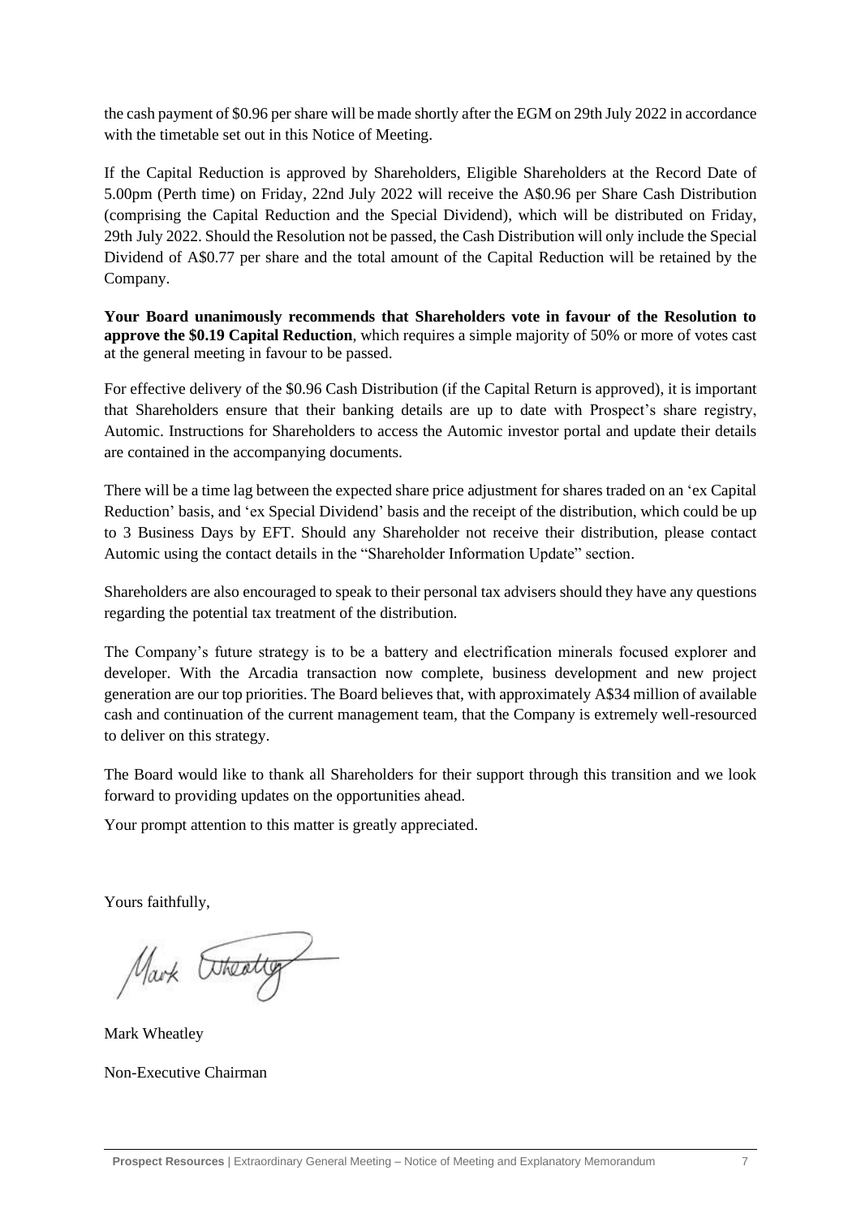the cash payment of $0.96 per share will be made shortly after the EGM on 29th July 2022 in accordance with the timetable set out in this Notice of Meeting.

If the Capital Reduction is approved by Shareholders, Eligible Shareholders at the Record Date of 5.00pm (Perth time) on Friday, 22nd July 2022 will receive the A$0.96 per Share Cash Distribution (comprising the Capital Reduction and the Special Dividend), which will be distributed on Friday, 29th July 2022. Should the Resolution not be passed, the Cash Distribution will only include the Special Dividend of A$0.77 per share and the total amount of the Capital Reduction will be retained by the Company.

**Your Board unanimously recommends that Shareholders vote in favour of the Resolution to approve the $0.19 Capital Reduction**, which requires a simple majority of 50% or more of votes cast at the general meeting in favour to be passed.

For effective delivery of the $0.96 Cash Distribution (if the Capital Return is approved), it is important that Shareholders ensure that their banking details are up to date with Prospect's share registry, Automic. Instructions for Shareholders to access the Automic investor portal and update their details are contained in the accompanying documents.

There will be a time lag between the expected share price adjustment for shares traded on an 'ex Capital Reduction' basis, and 'ex Special Dividend' basis and the receipt of the distribution, which could be up to 3 Business Days by EFT. Should any Shareholder not receive their distribution, please contact Automic using the contact details in the "Shareholder Information Update" section.

Shareholders are also encouraged to speak to their personal tax advisers should they have any questions regarding the potential tax treatment of the distribution.

The Company's future strategy is to be a battery and electrification minerals focused explorer and developer. With the Arcadia transaction now complete, business development and new project generation are our top priorities. The Board believes that, with approximately A$34 million of available cash and continuation of the current management team, that the Company is extremely well-resourced to deliver on this strategy.

The Board would like to thank all Shareholders for their support through this transition and we look forward to providing updates on the opportunities ahead.

Your prompt attention to this matter is greatly appreciated.

Yours faithfully,

Mark Wheatley

Non-Executive Chairman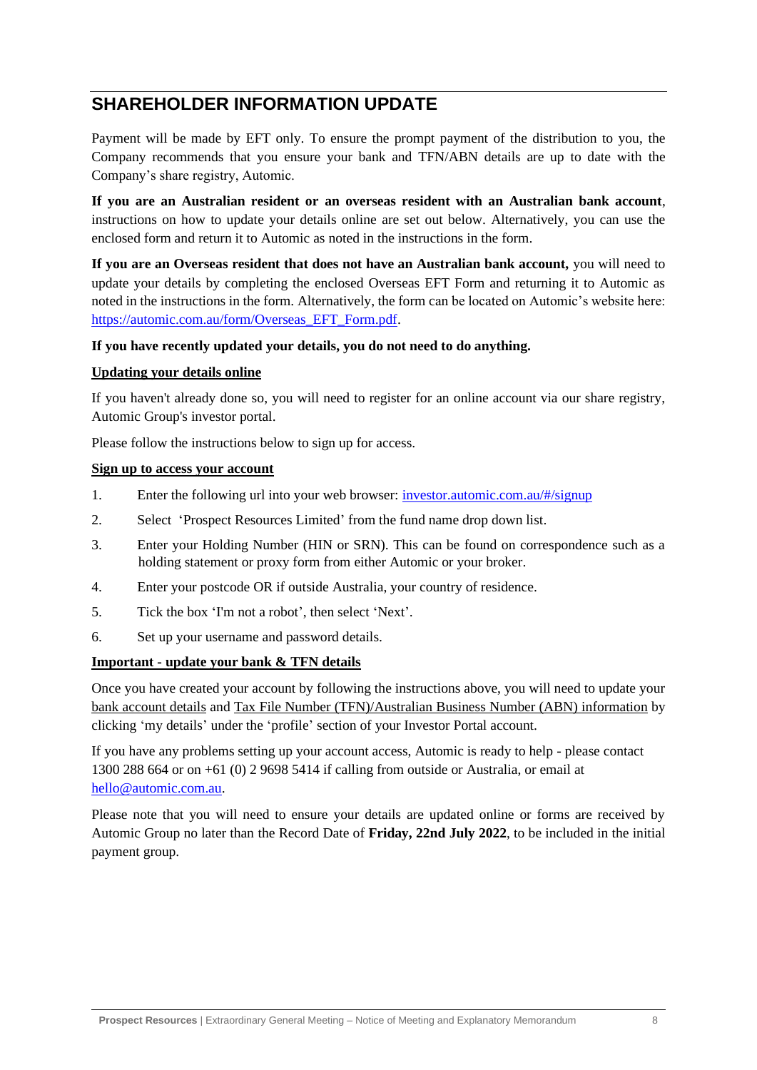## SHAREHOLDER INFORMATION UPDATE

Payment will be made by EFT only. To ensure the prompt payment of the distribution to you, the Company recommends that you ensure your bank and TFN/ABN details are up to date with the Company's share registry, Automic.

**If you are an Australian resident or an overseas resident with an Australian bank account**, instructions on how to update your details online are set out below. Alternatively, you can use the enclosed form and return it to Automic as noted in the instructions in the form.

**If you are an Overseas resident that does not have an Australian bank account,** you will need to update your details by completing the enclosed Overseas EFT Form and returning it to Automic as noted in the instructions in the form. Alternatively, the form can be located on Automic's website here: https://automic.com.au/form/Overseas_EFT_Form.pdf.

**If you have recently updated your details, you do not need to do anything.**

**Updating your details online**

If you haven't already done so, you will need to register for an online account via our share registry, Automic Group's investor portal.

Please follow the instructions below to sign up for access.

**Sign up to access your account**

1. Enter the following url into your web browser: investor.automic.com.au/#/signup
2. Select 'Prospect Resources Limited' from the fund name drop down list.
3. Enter your Holding Number (HIN or SRN). This can be found on correspondence such as a holding statement or proxy form from either Automic or your broker.
4. Enter your postcode OR if outside Australia, your country of residence.
5. Tick the box 'I'm not a robot', then select 'Next'.
6. Set up your username and password details.

**Important - update your bank & TFN details**

Once you have created your account by following the instructions above, you will need to update your bank account details and Tax File Number (TFN)/Australian Business Number (ABN) information by clicking 'my details' under the 'profile' section of your Investor Portal account.

If you have any problems setting up your account access, Automic is ready to help - please contact 1300 288 664 or on +61 (0) 2 9698 5414 if calling from outside or Australia, or email at hello@automic.com.au.

Please note that you will need to ensure your details are updated online or forms are received by Automic Group no later than the Record Date of **Friday, 22nd July 2022**, to be included in the initial payment group.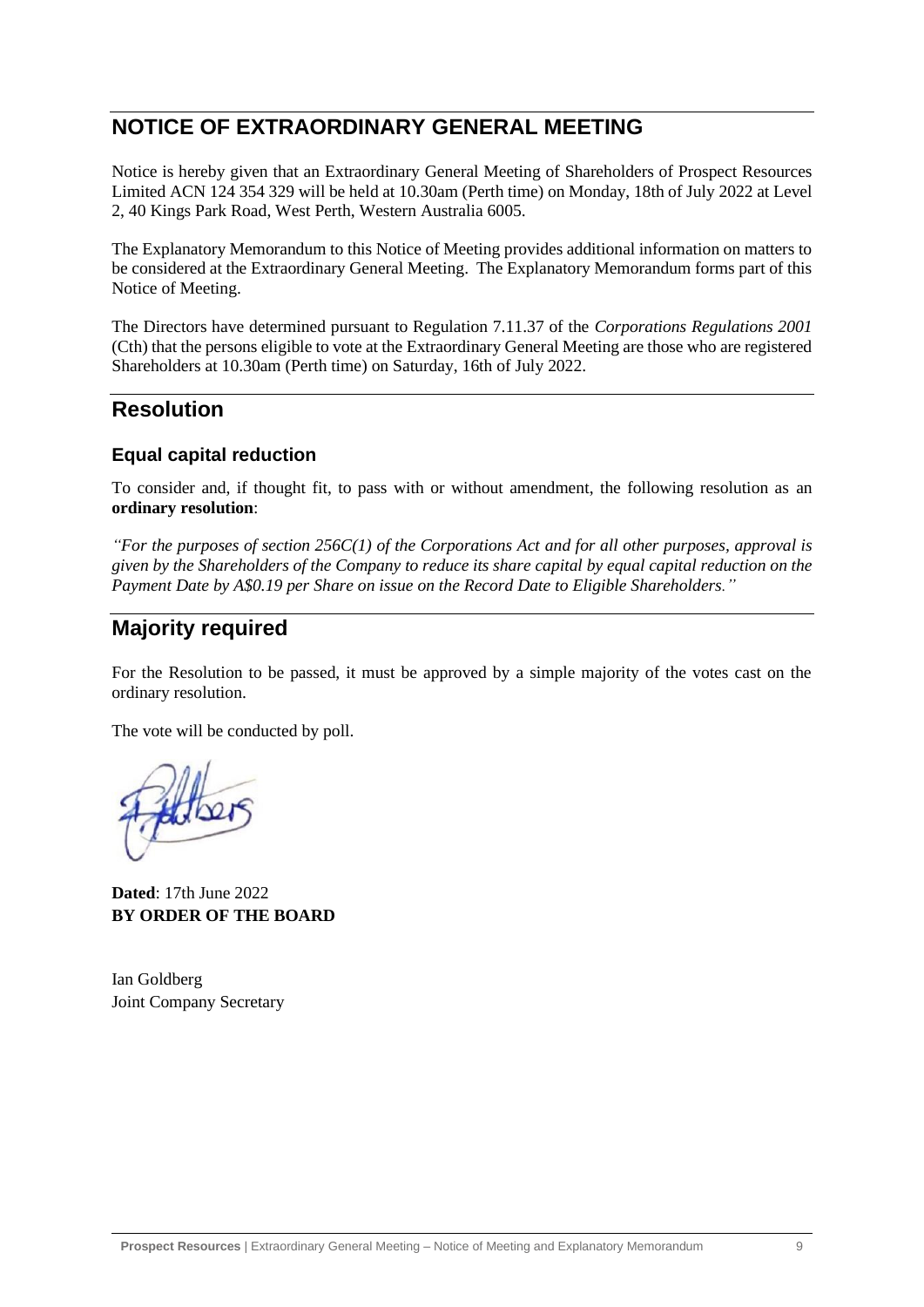# NOTICE OF EXTRAORDINARY GENERAL MEETING

Notice is hereby given that an Extraordinary General Meeting of Shareholders of Prospect Resources Limited ACN 124 354 329 will be held at 10.30am (Perth time) on Monday, 18th of July 2022 at Level 2, 40 Kings Park Road, West Perth, Western Australia 6005.

The Explanatory Memorandum to this Notice of Meeting provides additional information on matters to be considered at the Extraordinary General Meeting. The Explanatory Memorandum forms part of this Notice of Meeting.

The Directors have determined pursuant to Regulation 7.11.37 of the *Corporations Regulations 2001* (Cth) that the persons eligible to vote at the Extraordinary General Meeting are those who are registered Shareholders at 10.30am (Perth time) on Saturday, 16th of July 2022.

# Resolution

## Equal capital reduction

To consider and, if thought fit, to pass with or without amendment, the following resolution as an **ordinary resolution**:

*"For the purposes of section 256C(1) of the Corporations Act and for all other purposes, approval is given by the Shareholders of the Company to reduce its share capital by equal capital reduction on the Payment Date by A$0.19 per Share on issue on the Record Date to Eligible Shareholders."*

# Majority required

For the Resolution to be passed, it must be approved by a simple majority of the votes cast on the ordinary resolution.

The vote will be conducted by poll.

**Dated**: 17th June 2022
**BY ORDER OF THE BOARD**

Ian Goldberg
Joint Company Secretary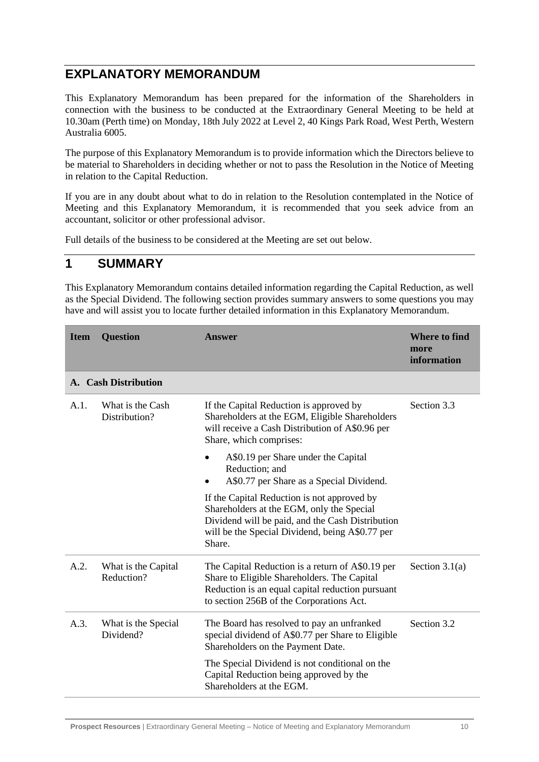# EXPLANATORY MEMORANDUM

This Explanatory Memorandum has been prepared for the information of the Shareholders in connection with the business to be conducted at the Extraordinary General Meeting to be held at 10.30am (Perth time) on Monday, 18th July 2022 at Level 2, 40 Kings Park Road, West Perth, Western Australia 6005.

The purpose of this Explanatory Memorandum is to provide information which the Directors believe to be material to Shareholders in deciding whether or not to pass the Resolution in the Notice of Meeting in relation to the Capital Reduction.

If you are in any doubt about what to do in relation to the Resolution contemplated in the Notice of Meeting and this Explanatory Memorandum, it is recommended that you seek advice from an accountant, solicitor or other professional advisor.

Full details of the business to be considered at the Meeting are set out below.

# 1 SUMMARY

This Explanatory Memorandum contains detailed information regarding the Capital Reduction, as well as the Special Dividend. The following section provides summary answers to some questions you may have and will assist you to locate further detailed information in this Explanatory Memorandum.

| Item | Question | Answer | Where to find more information |
|---|---|---|---|
| **A. Cash Distribution** | | | |
| A.1. | What is the Cash Distribution? | If the Capital Reduction is approved by Shareholders at the EGM, Eligible Shareholders will receive a Cash Distribution of A$0.96 per Share, which comprises:<br>• A$0.19 per Share under the Capital Reduction; and<br>• A$0.77 per Share as a Special Dividend.<br>If the Capital Reduction is not approved by Shareholders at the EGM, only the Special Dividend will be paid, and the Cash Distribution will be the Special Dividend, being A$0.77 per Share. | Section 3.3 |
| A.2. | What is the Capital Reduction? | The Capital Reduction is a return of A$0.19 per Share to Eligible Shareholders. The Capital Reduction is an equal capital reduction pursuant to section 256B of the Corporations Act. | Section 3.1(a) |
| A.3. | What is the Special Dividend? | The Board has resolved to pay an unfranked special dividend of A$0.77 per Share to Eligible Shareholders on the Payment Date.<br>The Special Dividend is not conditional on the Capital Reduction being approved by the Shareholders at the EGM. | Section 3.2 |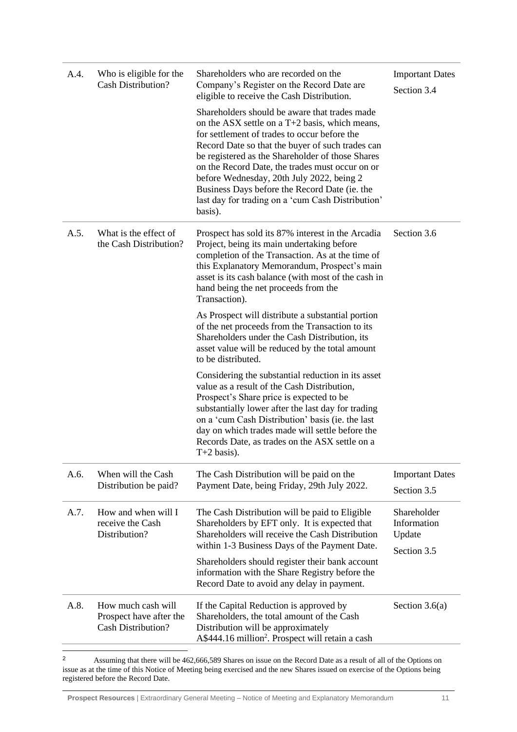| | | | |
|---|---|---|---|
| A.4. | Who is eligible for the Cash Distribution? | Shareholders who are recorded on the Company's Register on the Record Date are eligible to receive the Cash Distribution.<br><br>Shareholders should be aware that trades made on the ASX settle on a T+2 basis, which means, for settlement of trades to occur before the Record Date so that the buyer of such trades can be registered as the Shareholder of those Shares on the Record Date, the trades must occur on or before Wednesday, 20th July 2022, being 2 Business Days before the Record Date (ie. the last day for trading on a 'cum Cash Distribution' basis). | Important Dates<br><br>Section 3.4 |
| A.5. | What is the effect of the Cash Distribution? | Prospect has sold its 87% interest in the Arcadia Project, being its main undertaking before completion of the Transaction. As at the time of this Explanatory Memorandum, Prospect's main asset is its cash balance (with most of the cash in hand being the net proceeds from the Transaction).<br><br>As Prospect will distribute a substantial portion of the net proceeds from the Transaction to its Shareholders under the Cash Distribution, its asset value will be reduced by the total amount to be distributed.<br><br>Considering the substantial reduction in its asset value as a result of the Cash Distribution, Prospect's Share price is expected to be substantially lower after the last day for trading on a 'cum Cash Distribution' basis (ie. the last day on which trades made will settle before the Records Date, as trades on the ASX settle on a T+2 basis). | Section 3.6 |
| A.6. | When will the Cash Distribution be paid? | The Cash Distribution will be paid on the Payment Date, being Friday, 29th July 2022. | Important Dates<br><br>Section 3.5 |
| A.7. | How and when will I receive the Cash Distribution? | The Cash Distribution will be paid to Eligible Shareholders by EFT only. It is expected that Shareholders will receive the Cash Distribution within 1-3 Business Days of the Payment Date.<br><br>Shareholders should register their bank account information with the Share Registry before the Record Date to avoid any delay in payment. | Shareholder Information Update<br><br>Section 3.5 |
| A.8. | How much cash will Prospect have after the Cash Distribution? | If the Capital Reduction is approved by Shareholders, the total amount of the Cash Distribution will be approximately A$444.16 million[2]. Prospect will retain a cash | Section 3.6(a) |

[2] Assuming that there will be 462,666,589 Shares on issue on the Record Date as a result of all of the Options on issue as at the time of this Notice of Meeting being exercised and the new Shares issued on exercise of the Options being registered before the Record Date.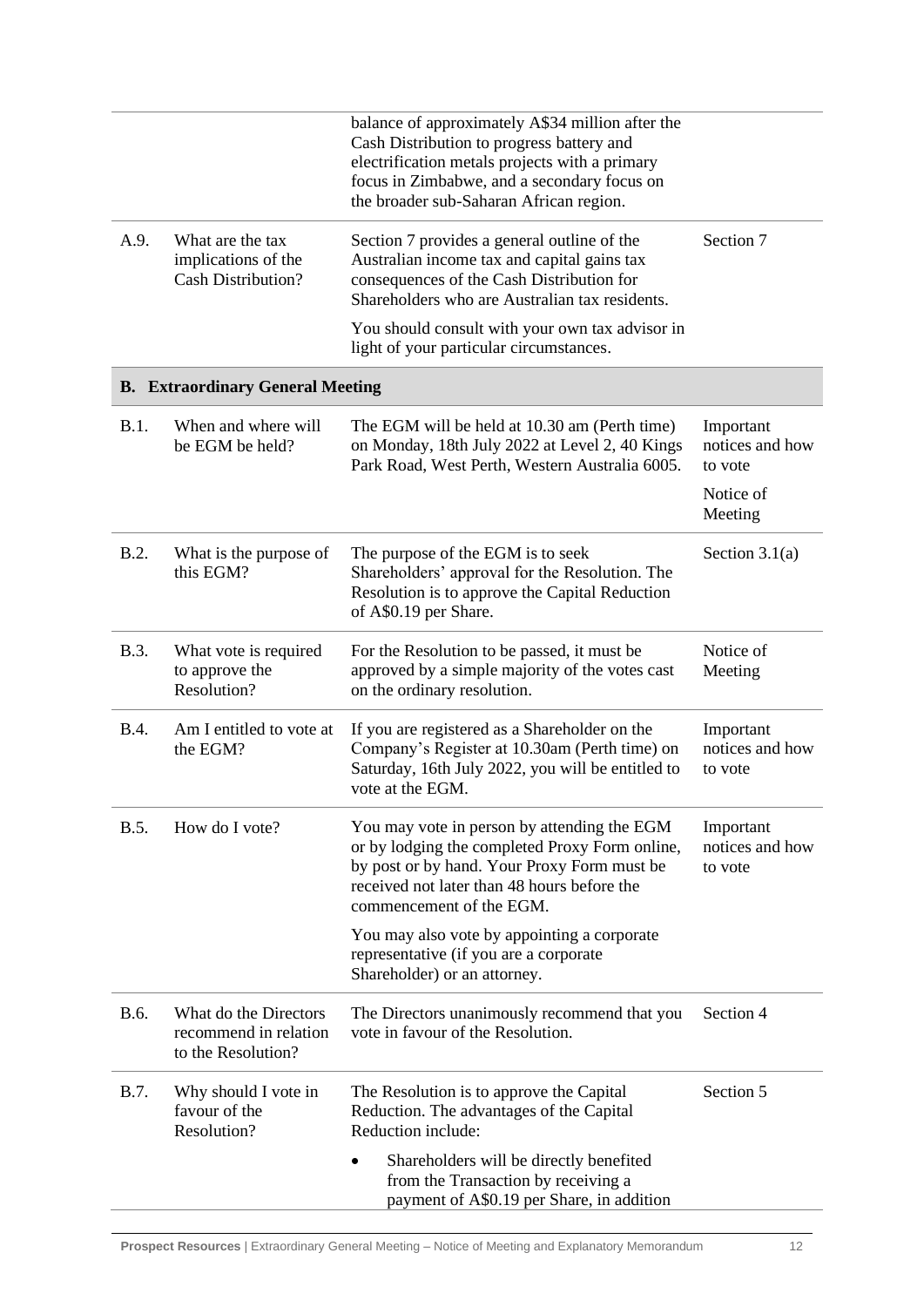| | | | |
|---|---|---|---|
| | | balance of approximately A$34 million after the Cash Distribution to progress battery and electrification metals projects with a primary focus in Zimbabwe, and a secondary focus on the broader sub-Saharan African region. | |
| A.9. | What are the tax implications of the Cash Distribution? | Section 7 provides a general outline of the Australian income tax and capital gains tax consequences of the Cash Distribution for Shareholders who are Australian tax residents.<br><br>You should consult with your own tax advisor in light of your particular circumstances. | Section 7 |
| **B. Extraordinary General Meeting** | | | |
| B.1. | When and where will be EGM be held? | The EGM will be held at 10.30 am (Perth time) on Monday, 18th July 2022 at Level 2, 40 Kings Park Road, West Perth, Western Australia 6005. | Important notices and how to vote<br><br>Notice of Meeting |
| B.2. | What is the purpose of this EGM? | The purpose of the EGM is to seek Shareholders' approval for the Resolution. The Resolution is to approve the Capital Reduction of A$0.19 per Share. | Section 3.1(a) |
| B.3. | What vote is required to approve the Resolution? | For the Resolution to be passed, it must be approved by a simple majority of the votes cast on the ordinary resolution. | Notice of Meeting |
| B.4. | Am I entitled to vote at the EGM? | If you are registered as a Shareholder on the Company's Register at 10.30am (Perth time) on Saturday, 16th July 2022, you will be entitled to vote at the EGM. | Important notices and how to vote |
| B.5. | How do I vote? | You may vote in person by attending the EGM or by lodging the completed Proxy Form online, by post or by hand. Your Proxy Form must be received not later than 48 hours before the commencement of the EGM.<br><br>You may also vote by appointing a corporate representative (if you are a corporate Shareholder) or an attorney. | Important notices and how to vote |
| B.6. | What do the Directors recommend in relation to the Resolution? | The Directors unanimously recommend that you vote in favour of the Resolution. | Section 4 |
| B.7. | Why should I vote in favour of the Resolution? | The Resolution is to approve the Capital Reduction. The advantages of the Capital Reduction include:<br><br>• Shareholders will be directly benefited from the Transaction by receiving a payment of A$0.19 per Share, in addition | Section 5 |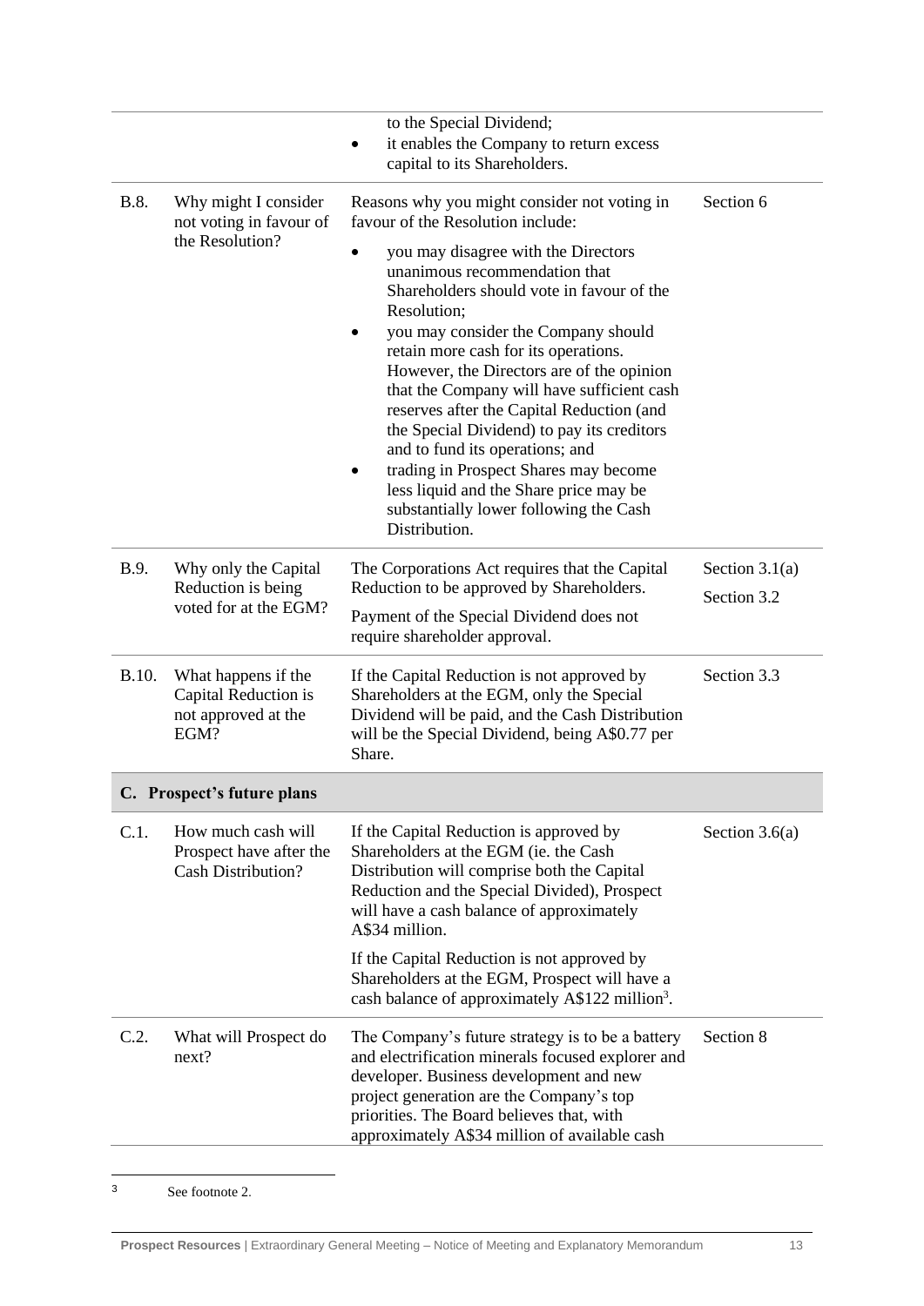| | | | |
|---|---|---|---|
| | | to the Special Dividend;<br>• it enables the Company to return excess capital to its Shareholders. | |
| B.8. | Why might I consider not voting in favour of the Resolution? | Reasons why you might consider not voting in favour of the Resolution include:<br>• you may disagree with the Directors unanimous recommendation that Shareholders should vote in favour of the Resolution;<br>• you may consider the Company should retain more cash for its operations. However, the Directors are of the opinion that the Company will have sufficient cash reserves after the Capital Reduction (and the Special Dividend) to pay its creditors and to fund its operations; and<br>• trading in Prospect Shares may become less liquid and the Share price may be substantially lower following the Cash Distribution. | Section 6 |
| B.9. | Why only the Capital Reduction is being voted for at the EGM? | The Corporations Act requires that the Capital Reduction to be approved by Shareholders.<br>Payment of the Special Dividend does not require shareholder approval. | Section 3.1(a)<br>Section 3.2 |
| B.10. | What happens if the Capital Reduction is not approved at the EGM? | If the Capital Reduction is not approved by Shareholders at the EGM, only the Special Dividend will be paid, and the Cash Distribution will be the Special Dividend, being A$0.77 per Share. | Section 3.3 |
| **C. Prospect's future plans** | | | |
| C.1. | How much cash will Prospect have after the Cash Distribution? | If the Capital Reduction is approved by Shareholders at the EGM (ie. the Cash Distribution will comprise both the Capital Reduction and the Special Divided), Prospect will have a cash balance of approximately A$34 million.<br>If the Capital Reduction is not approved by Shareholders at the EGM, Prospect will have a cash balance of approximately A$122 million[3]. | Section 3.6(a) |
| C.2. | What will Prospect do next? | The Company's future strategy is to be a battery and electrification minerals focused explorer and developer. Business development and new project generation are the Company's top priorities. The Board believes that, with approximately A$34 million of available cash | Section 8 |

[3] See footnote 2.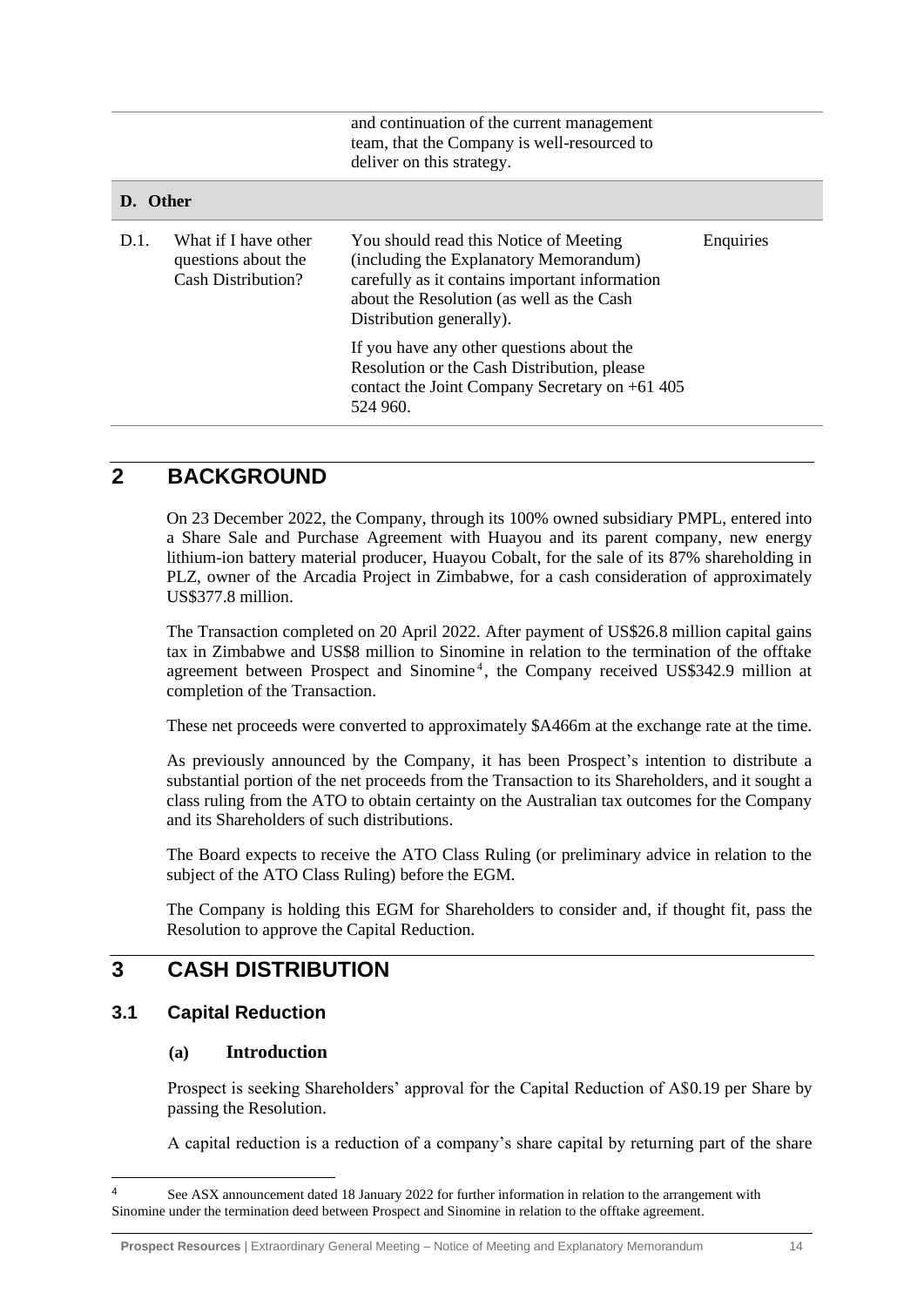| | | | |
|---|---|---|---|
| | | and continuation of the current management team, that the Company is well-resourced to deliver on this strategy. | |
| **D. Other** | | | |
| D.1. | What if I have other questions about the Cash Distribution? | You should read this Notice of Meeting (including the Explanatory Memorandum) carefully as it contains important information about the Resolution (as well as the Cash Distribution generally).<br><br>If you have any other questions about the Resolution or the Cash Distribution, please contact the Joint Company Secretary on +61 405 524 960. | Enquiries |

# 2 BACKGROUND

On 23 December 2022, the Company, through its 100% owned subsidiary PMPL, entered into a Share Sale and Purchase Agreement with Huayou and its parent company, new energy lithium-ion battery material producer, Huayou Cobalt, for the sale of its 87% shareholding in PLZ, owner of the Arcadia Project in Zimbabwe, for a cash consideration of approximately US$377.8 million.

The Transaction completed on 20 April 2022. After payment of US$26.8 million capital gains tax in Zimbabwe and US$8 million to Sinomine in relation to the termination of the offtake agreement between Prospect and Sinomine[4], the Company received US$342.9 million at completion of the Transaction.

These net proceeds were converted to approximately $A466m at the exchange rate at the time.

As previously announced by the Company, it has been Prospect's intention to distribute a substantial portion of the net proceeds from the Transaction to its Shareholders, and it sought a class ruling from the ATO to obtain certainty on the Australian tax outcomes for the Company and its Shareholders of such distributions.

The Board expects to receive the ATO Class Ruling (or preliminary advice in relation to the subject of the ATO Class Ruling) before the EGM.

The Company is holding this EGM for Shareholders to consider and, if thought fit, pass the Resolution to approve the Capital Reduction.

# 3 CASH DISTRIBUTION

## 3.1 Capital Reduction

### (a) Introduction

Prospect is seeking Shareholders' approval for the Capital Reduction of A$0.19 per Share by passing the Resolution.

A capital reduction is a reduction of a company's share capital by returning part of the share

---

[4] See ASX announcement dated 18 January 2022 for further information in relation to the arrangement with Sinomine under the termination deed between Prospect and Sinomine in relation to the offtake agreement.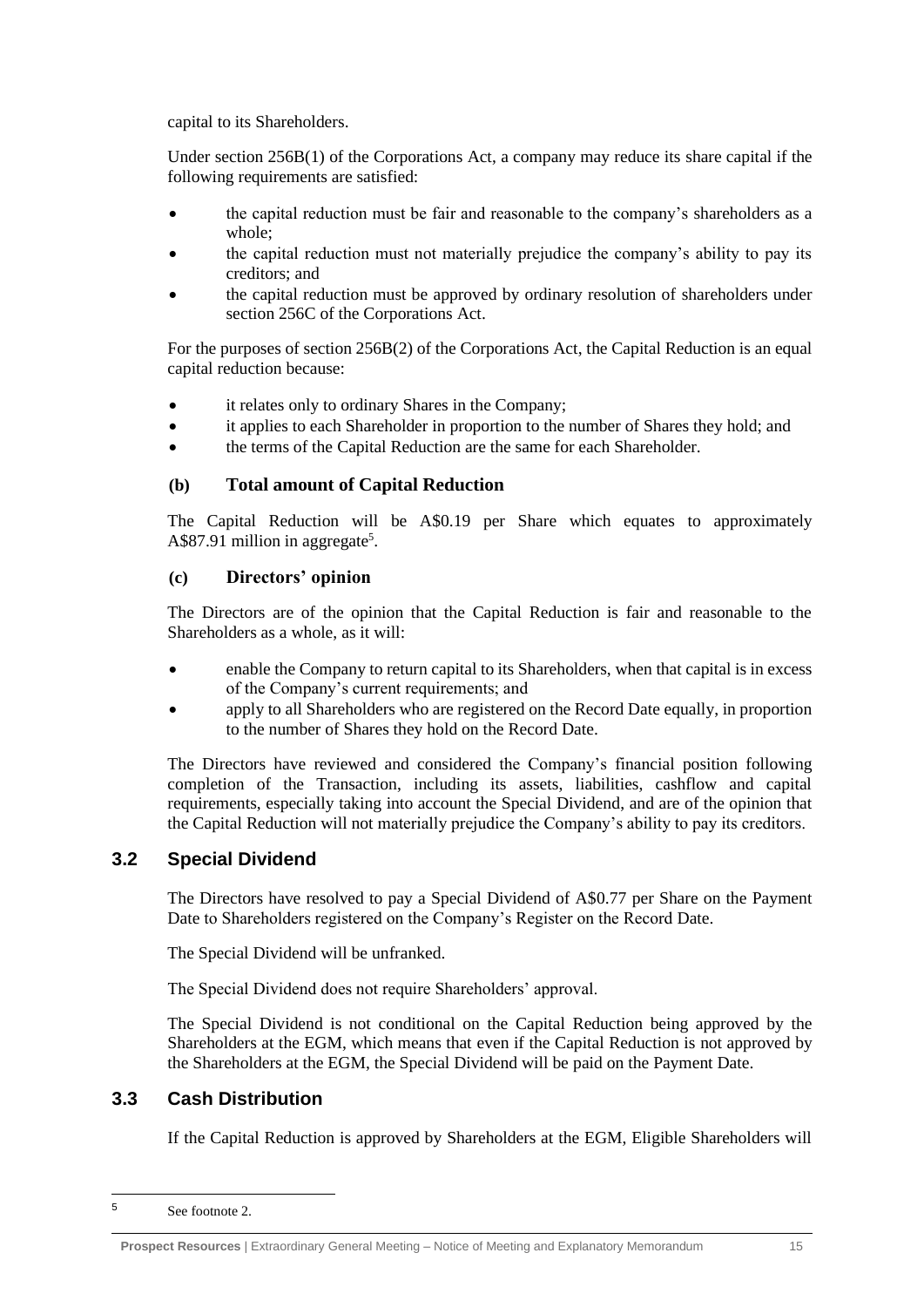capital to its Shareholders.

Under section 256B(1) of the Corporations Act, a company may reduce its share capital if the following requirements are satisfied:

- the capital reduction must be fair and reasonable to the company's shareholders as a whole;
- the capital reduction must not materially prejudice the company's ability to pay its creditors; and
- the capital reduction must be approved by ordinary resolution of shareholders under section 256C of the Corporations Act.

For the purposes of section 256B(2) of the Corporations Act, the Capital Reduction is an equal capital reduction because:

- it relates only to ordinary Shares in the Company;
- it applies to each Shareholder in proportion to the number of Shares they hold; and
- the terms of the Capital Reduction are the same for each Shareholder.

### (b) Total amount of Capital Reduction

The Capital Reduction will be A$0.19 per Share which equates to approximately A$87.91 million in aggregate[5].

### (c) Directors' opinion

The Directors are of the opinion that the Capital Reduction is fair and reasonable to the Shareholders as a whole, as it will:

- enable the Company to return capital to its Shareholders, when that capital is in excess of the Company's current requirements; and
- apply to all Shareholders who are registered on the Record Date equally, in proportion to the number of Shares they hold on the Record Date.

The Directors have reviewed and considered the Company's financial position following completion of the Transaction, including its assets, liabilities, cashflow and capital requirements, especially taking into account the Special Dividend, and are of the opinion that the Capital Reduction will not materially prejudice the Company's ability to pay its creditors.

## 3.2 Special Dividend

The Directors have resolved to pay a Special Dividend of A$0.77 per Share on the Payment Date to Shareholders registered on the Company's Register on the Record Date.

The Special Dividend will be unfranked.

The Special Dividend does not require Shareholders' approval.

The Special Dividend is not conditional on the Capital Reduction being approved by the Shareholders at the EGM, which means that even if the Capital Reduction is not approved by the Shareholders at the EGM, the Special Dividend will be paid on the Payment Date.

## 3.3 Cash Distribution

If the Capital Reduction is approved by Shareholders at the EGM, Eligible Shareholders will

---

[5] See footnote 2.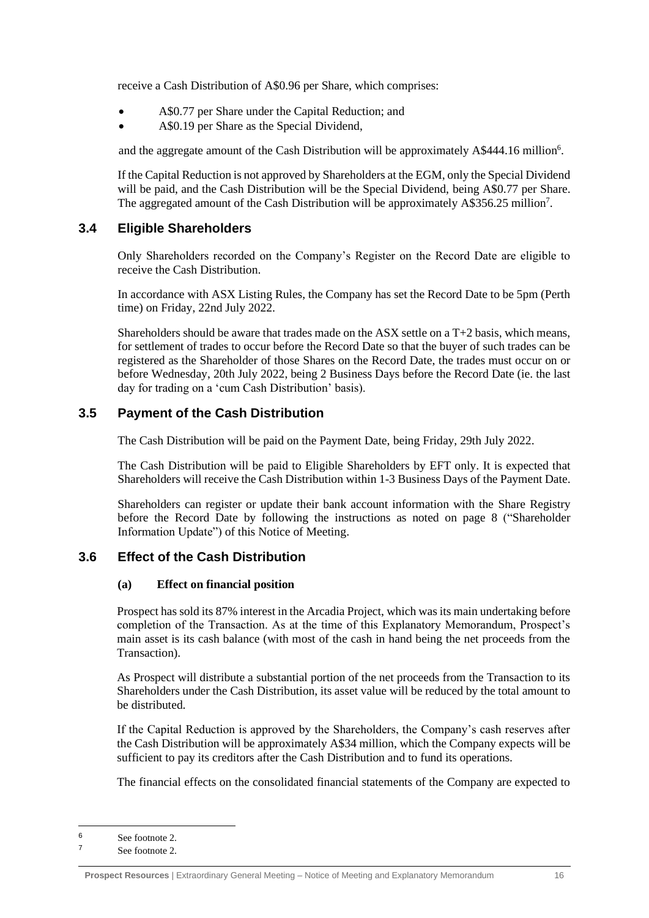receive a Cash Distribution of A$0.96 per Share, which comprises:

- A$0.77 per Share under the Capital Reduction; and
- A$0.19 per Share as the Special Dividend,

and the aggregate amount of the Cash Distribution will be approximately A$444.16 million[6].

If the Capital Reduction is not approved by Shareholders at the EGM, only the Special Dividend will be paid, and the Cash Distribution will be the Special Dividend, being A$0.77 per Share. The aggregated amount of the Cash Distribution will be approximately A$356.25 million[7].

## 3.4 Eligible Shareholders

Only Shareholders recorded on the Company's Register on the Record Date are eligible to receive the Cash Distribution.

In accordance with ASX Listing Rules, the Company has set the Record Date to be 5pm (Perth time) on Friday, 22nd July 2022.

Shareholders should be aware that trades made on the ASX settle on a T+2 basis, which means, for settlement of trades to occur before the Record Date so that the buyer of such trades can be registered as the Shareholder of those Shares on the Record Date, the trades must occur on or before Wednesday, 20th July 2022, being 2 Business Days before the Record Date (ie. the last day for trading on a 'cum Cash Distribution' basis).

## 3.5 Payment of the Cash Distribution

The Cash Distribution will be paid on the Payment Date, being Friday, 29th July 2022.

The Cash Distribution will be paid to Eligible Shareholders by EFT only. It is expected that Shareholders will receive the Cash Distribution within 1-3 Business Days of the Payment Date.

Shareholders can register or update their bank account information with the Share Registry before the Record Date by following the instructions as noted on page 8 ("Shareholder Information Update") of this Notice of Meeting.

## 3.6 Effect of the Cash Distribution

**(a) Effect on financial position**

Prospect has sold its 87% interest in the Arcadia Project, which was its main undertaking before completion of the Transaction. As at the time of this Explanatory Memorandum, Prospect's main asset is its cash balance (with most of the cash in hand being the net proceeds from the Transaction).

As Prospect will distribute a substantial portion of the net proceeds from the Transaction to its Shareholders under the Cash Distribution, its asset value will be reduced by the total amount to be distributed.

If the Capital Reduction is approved by the Shareholders, the Company's cash reserves after the Cash Distribution will be approximately A$34 million, which the Company expects will be sufficient to pay its creditors after the Cash Distribution and to fund its operations.

The financial effects on the consolidated financial statements of the Company are expected to

---

[6] See footnote 2.

[7] See footnote 2.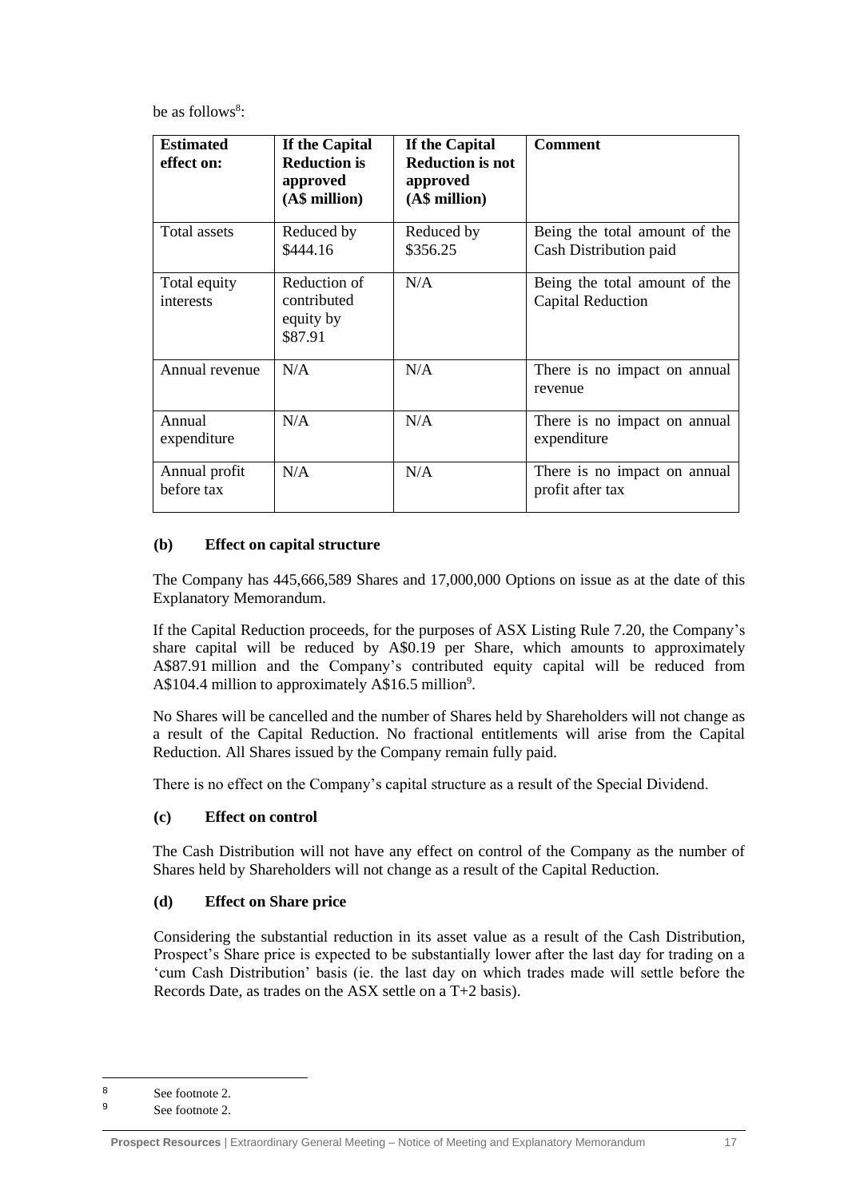be as follows[8]:

| **Estimated effect on:** | **If the Capital Reduction is approved (A$ million)** | **If the Capital Reduction is not approved (A$ million)** | **Comment** |
|---|---|---|---|
| Total assets | Reduced by $444.16 | Reduced by $356.25 | Being the total amount of the Cash Distribution paid |
| Total equity interests | Reduction of contributed equity by $87.91 | N/A | Being the total amount of the Capital Reduction |
| Annual revenue | N/A | N/A | There is no impact on annual revenue |
| Annual expenditure | N/A | N/A | There is no impact on annual expenditure |
| Annual profit before tax | N/A | N/A | There is no impact on annual profit after tax |

**(b) Effect on capital structure**

The Company has 445,666,589 Shares and 17,000,000 Options on issue as at the date of this Explanatory Memorandum.

If the Capital Reduction proceeds, for the purposes of ASX Listing Rule 7.20, the Company's share capital will be reduced by A$0.19 per Share, which amounts to approximately A$87.91 million and the Company's contributed equity capital will be reduced from A$104.4 million to approximately A$16.5 million[9].

No Shares will be cancelled and the number of Shares held by Shareholders will not change as a result of the Capital Reduction. No fractional entitlements will arise from the Capital Reduction. All Shares issued by the Company remain fully paid.

There is no effect on the Company's capital structure as a result of the Special Dividend.

**(c) Effect on control**

The Cash Distribution will not have any effect on control of the Company as the number of Shares held by Shareholders will not change as a result of the Capital Reduction.

**(d) Effect on Share price**

Considering the substantial reduction in its asset value as a result of the Cash Distribution, Prospect's Share price is expected to be substantially lower after the last day for trading on a 'cum Cash Distribution' basis (ie. the last day on which trades made will settle before the Records Date, as trades on the ASX settle on a T+2 basis).

---

[8] See footnote 2.

[9] See footnote 2.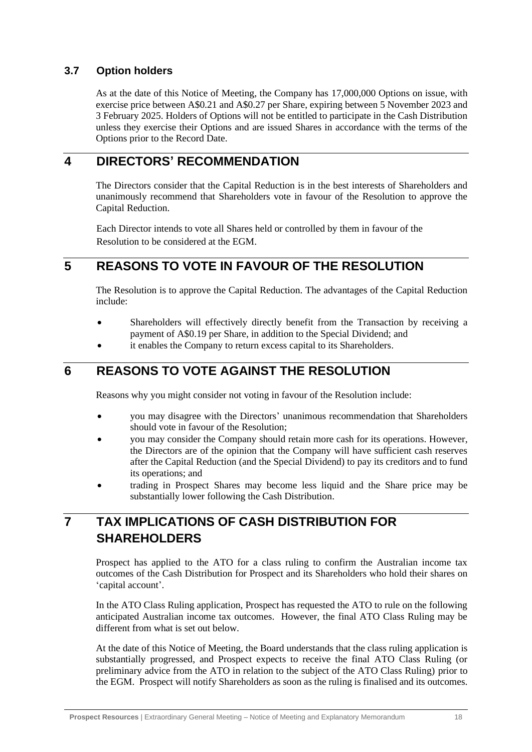### 3.7 Option holders

As at the date of this Notice of Meeting, the Company has 17,000,000 Options on issue, with exercise price between A$0.21 and A$0.27 per Share, expiring between 5 November 2023 and 3 February 2025. Holders of Options will not be entitled to participate in the Cash Distribution unless they exercise their Options and are issued Shares in accordance with the terms of the Options prior to the Record Date.

## 4 DIRECTORS' RECOMMENDATION

The Directors consider that the Capital Reduction is in the best interests of Shareholders and unanimously recommend that Shareholders vote in favour of the Resolution to approve the Capital Reduction.

Each Director intends to vote all Shares held or controlled by them in favour of the Resolution to be considered at the EGM.

## 5 REASONS TO VOTE IN FAVOUR OF THE RESOLUTION

The Resolution is to approve the Capital Reduction. The advantages of the Capital Reduction include:

- Shareholders will effectively directly benefit from the Transaction by receiving a payment of A$0.19 per Share, in addition to the Special Dividend; and
- it enables the Company to return excess capital to its Shareholders.

## 6 REASONS TO VOTE AGAINST THE RESOLUTION

Reasons why you might consider not voting in favour of the Resolution include:

- you may disagree with the Directors' unanimous recommendation that Shareholders should vote in favour of the Resolution;
- you may consider the Company should retain more cash for its operations. However, the Directors are of the opinion that the Company will have sufficient cash reserves after the Capital Reduction (and the Special Dividend) to pay its creditors and to fund its operations; and
- trading in Prospect Shares may become less liquid and the Share price may be substantially lower following the Cash Distribution.

## 7 TAX IMPLICATIONS OF CASH DISTRIBUTION FOR SHAREHOLDERS

Prospect has applied to the ATO for a class ruling to confirm the Australian income tax outcomes of the Cash Distribution for Prospect and its Shareholders who hold their shares on 'capital account'.

In the ATO Class Ruling application, Prospect has requested the ATO to rule on the following anticipated Australian income tax outcomes. However, the final ATO Class Ruling may be different from what is set out below.

At the date of this Notice of Meeting, the Board understands that the class ruling application is substantially progressed, and Prospect expects to receive the final ATO Class Ruling (or preliminary advice from the ATO in relation to the subject of the ATO Class Ruling) prior to the EGM. Prospect will notify Shareholders as soon as the ruling is finalised and its outcomes.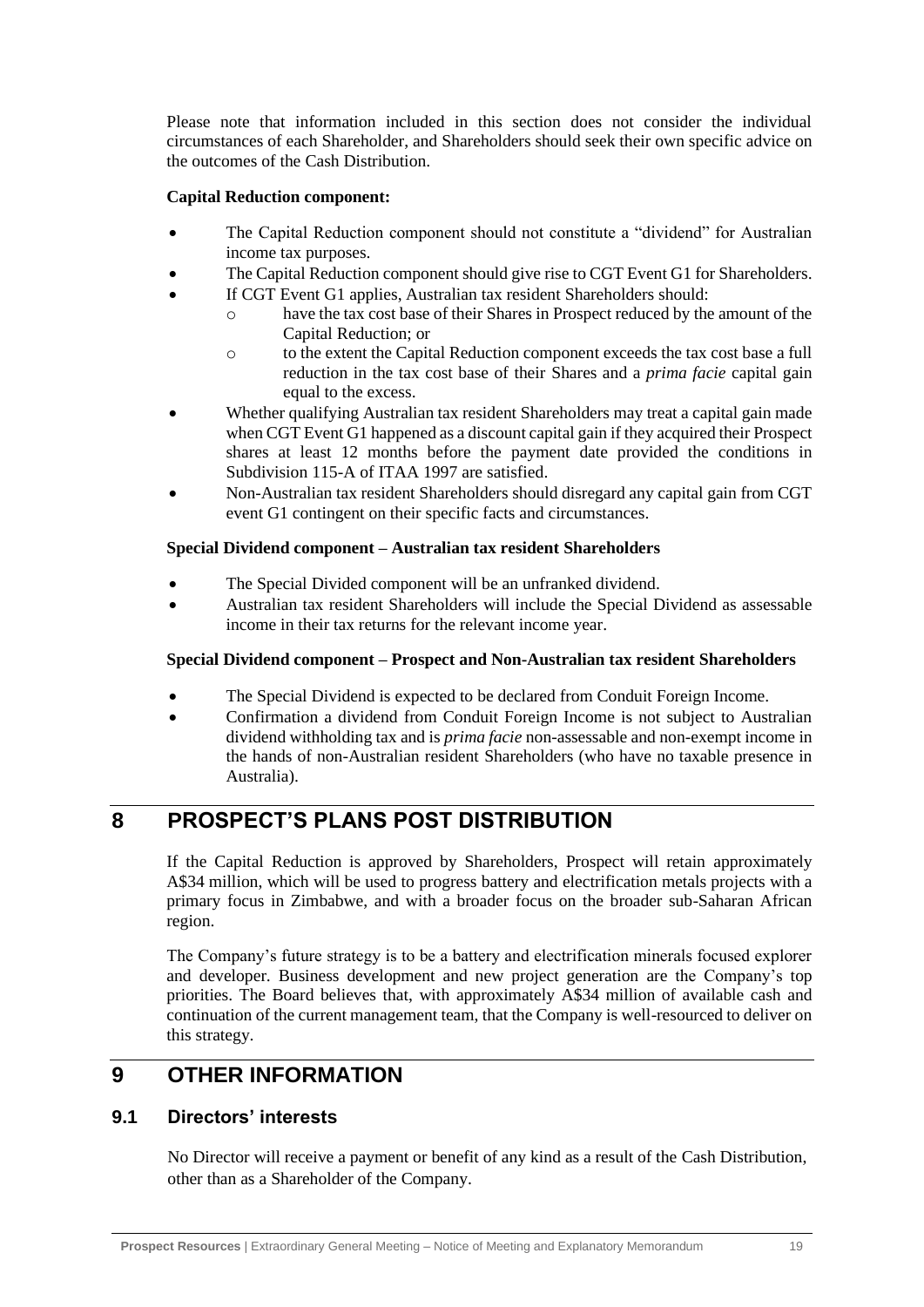Please note that information included in this section does not consider the individual circumstances of each Shareholder, and Shareholders should seek their own specific advice on the outcomes of the Cash Distribution.

**Capital Reduction component:**

- The Capital Reduction component should not constitute a "dividend" for Australian income tax purposes.
- The Capital Reduction component should give rise to CGT Event G1 for Shareholders.
- If CGT Event G1 applies, Australian tax resident Shareholders should:
  - have the tax cost base of their Shares in Prospect reduced by the amount of the Capital Reduction; or
  - to the extent the Capital Reduction component exceeds the tax cost base a full reduction in the tax cost base of their Shares and a *prima facie* capital gain equal to the excess.
- Whether qualifying Australian tax resident Shareholders may treat a capital gain made when CGT Event G1 happened as a discount capital gain if they acquired their Prospect shares at least 12 months before the payment date provided the conditions in Subdivision 115-A of ITAA 1997 are satisfied.
- Non-Australian tax resident Shareholders should disregard any capital gain from CGT event G1 contingent on their specific facts and circumstances.

**Special Dividend component – Australian tax resident Shareholders**

- The Special Divided component will be an unfranked dividend.
- Australian tax resident Shareholders will include the Special Dividend as assessable income in their tax returns for the relevant income year.

**Special Dividend component – Prospect and Non-Australian tax resident Shareholders**

- The Special Dividend is expected to be declared from Conduit Foreign Income.
- Confirmation a dividend from Conduit Foreign Income is not subject to Australian dividend withholding tax and is *prima facie* non-assessable and non-exempt income in the hands of non-Australian resident Shareholders (who have no taxable presence in Australia).

# 8 PROSPECT'S PLANS POST DISTRIBUTION

If the Capital Reduction is approved by Shareholders, Prospect will retain approximately A$34 million, which will be used to progress battery and electrification metals projects with a primary focus in Zimbabwe, and with a broader focus on the broader sub-Saharan African region.

The Company's future strategy is to be a battery and electrification minerals focused explorer and developer. Business development and new project generation are the Company's top priorities. The Board believes that, with approximately A$34 million of available cash and continuation of the current management team, that the Company is well-resourced to deliver on this strategy.

# 9 OTHER INFORMATION

## 9.1 Directors' interests

No Director will receive a payment or benefit of any kind as a result of the Cash Distribution, other than as a Shareholder of the Company.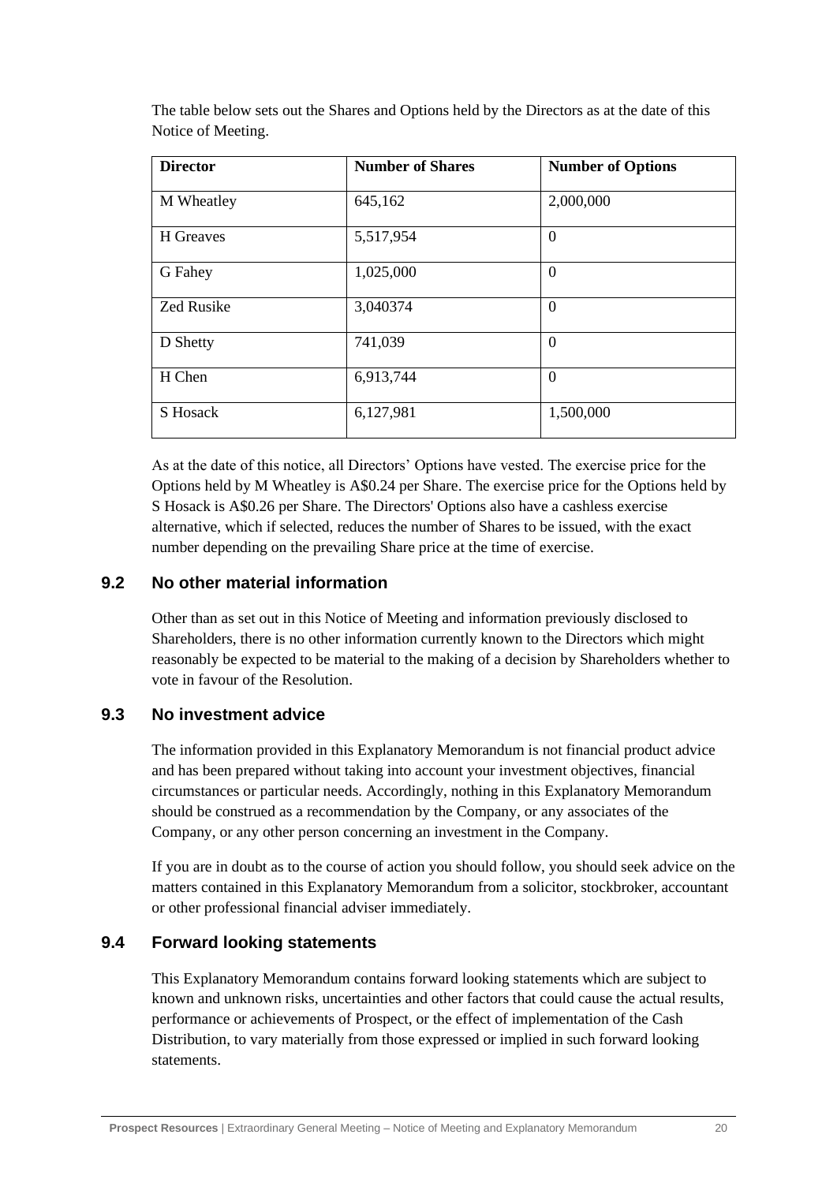The table below sets out the Shares and Options held by the Directors as at the date of this Notice of Meeting.

| Director | Number of Shares | Number of Options |
|---|---|---|
| M Wheatley | 645,162 | 2,000,000 |
| H Greaves | 5,517,954 | 0 |
| G Fahey | 1,025,000 | 0 |
| Zed Rusike | 3,040374 | 0 |
| D Shetty | 741,039 | 0 |
| H Chen | 6,913,744 | 0 |
| S Hosack | 6,127,981 | 1,500,000 |

As at the date of this notice, all Directors' Options have vested. The exercise price for the Options held by M Wheatley is A$0.24 per Share. The exercise price for the Options held by S Hosack is A$0.26 per Share. The Directors' Options also have a cashless exercise alternative, which if selected, reduces the number of Shares to be issued, with the exact number depending on the prevailing Share price at the time of exercise.

## 9.2 No other material information

Other than as set out in this Notice of Meeting and information previously disclosed to Shareholders, there is no other information currently known to the Directors which might reasonably be expected to be material to the making of a decision by Shareholders whether to vote in favour of the Resolution.

## 9.3 No investment advice

The information provided in this Explanatory Memorandum is not financial product advice and has been prepared without taking into account your investment objectives, financial circumstances or particular needs. Accordingly, nothing in this Explanatory Memorandum should be construed as a recommendation by the Company, or any associates of the Company, or any other person concerning an investment in the Company.

If you are in doubt as to the course of action you should follow, you should seek advice on the matters contained in this Explanatory Memorandum from a solicitor, stockbroker, accountant or other professional financial adviser immediately.

## 9.4 Forward looking statements

This Explanatory Memorandum contains forward looking statements which are subject to known and unknown risks, uncertainties and other factors that could cause the actual results, performance or achievements of Prospect, or the effect of implementation of the Cash Distribution, to vary materially from those expressed or implied in such forward looking statements.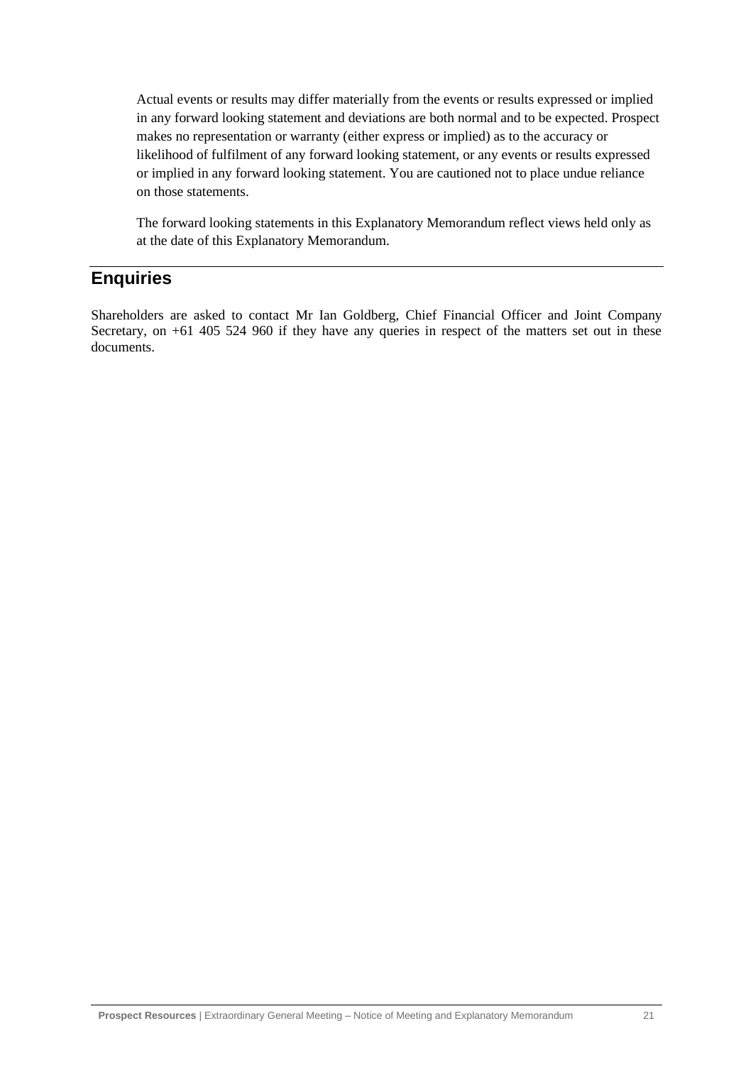Actual events or results may differ materially from the events or results expressed or implied in any forward looking statement and deviations are both normal and to be expected. Prospect makes no representation or warranty (either express or implied) as to the accuracy or likelihood of fulfilment of any forward looking statement, or any events or results expressed or implied in any forward looking statement. You are cautioned not to place undue reliance on those statements.

The forward looking statements in this Explanatory Memorandum reflect views held only as at the date of this Explanatory Memorandum.

## Enquiries

Shareholders are asked to contact Mr Ian Goldberg, Chief Financial Officer and Joint Company Secretary, on +61 405 524 960 if they have any queries in respect of the matters set out in these documents.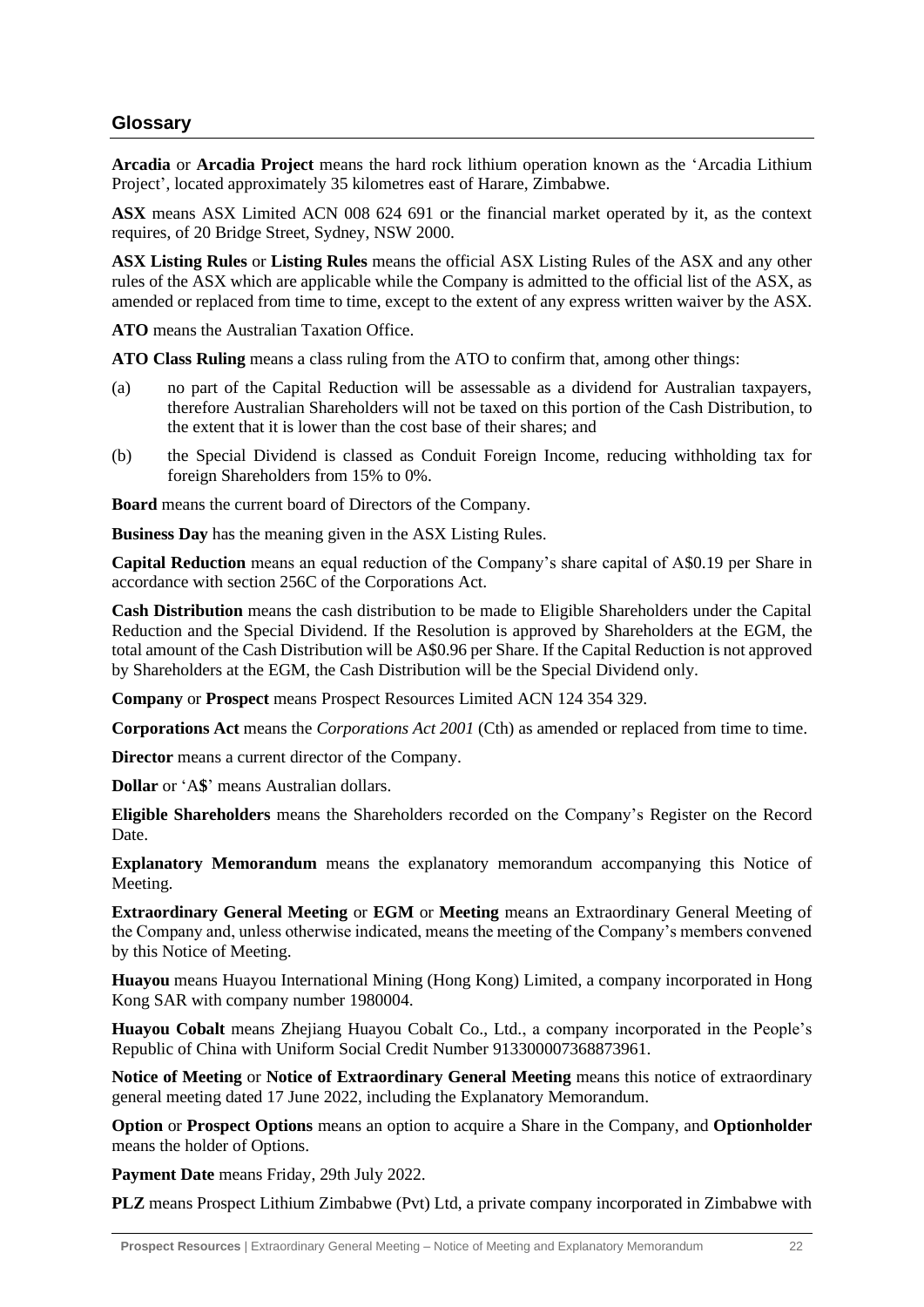## Glossary

**Arcadia** or **Arcadia Project** means the hard rock lithium operation known as the 'Arcadia Lithium Project', located approximately 35 kilometres east of Harare, Zimbabwe.

**ASX** means ASX Limited ACN 008 624 691 or the financial market operated by it, as the context requires, of 20 Bridge Street, Sydney, NSW 2000.

**ASX Listing Rules** or **Listing Rules** means the official ASX Listing Rules of the ASX and any other rules of the ASX which are applicable while the Company is admitted to the official list of the ASX, as amended or replaced from time to time, except to the extent of any express written waiver by the ASX.

**ATO** means the Australian Taxation Office.

**ATO Class Ruling** means a class ruling from the ATO to confirm that, among other things:

(a) no part of the Capital Reduction will be assessable as a dividend for Australian taxpayers, therefore Australian Shareholders will not be taxed on this portion of the Cash Distribution, to the extent that it is lower than the cost base of their shares; and

(b) the Special Dividend is classed as Conduit Foreign Income, reducing withholding tax for foreign Shareholders from 15% to 0%.

**Board** means the current board of Directors of the Company.

**Business Day** has the meaning given in the ASX Listing Rules.

**Capital Reduction** means an equal reduction of the Company's share capital of A$0.19 per Share in accordance with section 256C of the Corporations Act.

**Cash Distribution** means the cash distribution to be made to Eligible Shareholders under the Capital Reduction and the Special Dividend. If the Resolution is approved by Shareholders at the EGM, the total amount of the Cash Distribution will be A$0.96 per Share. If the Capital Reduction is not approved by Shareholders at the EGM, the Cash Distribution will be the Special Dividend only.

**Company** or **Prospect** means Prospect Resources Limited ACN 124 354 329.

**Corporations Act** means the *Corporations Act 2001* (Cth) as amended or replaced from time to time.

**Director** means a current director of the Company.

**Dollar** or '**A$**' means Australian dollars.

**Eligible Shareholders** means the Shareholders recorded on the Company's Register on the Record Date.

**Explanatory Memorandum** means the explanatory memorandum accompanying this Notice of Meeting.

**Extraordinary General Meeting** or **EGM** or **Meeting** means an Extraordinary General Meeting of the Company and, unless otherwise indicated, means the meeting of the Company's members convened by this Notice of Meeting.

**Huayou** means Huayou International Mining (Hong Kong) Limited, a company incorporated in Hong Kong SAR with company number 1980004.

**Huayou Cobalt** means Zhejiang Huayou Cobalt Co., Ltd., a company incorporated in the People's Republic of China with Uniform Social Credit Number 913300007368873961.

**Notice of Meeting** or **Notice of Extraordinary General Meeting** means this notice of extraordinary general meeting dated 17 June 2022, including the Explanatory Memorandum.

**Option** or **Prospect Options** means an option to acquire a Share in the Company, and **Optionholder** means the holder of Options.

**Payment Date** means Friday, 29th July 2022.

**PLZ** means Prospect Lithium Zimbabwe (Pvt) Ltd, a private company incorporated in Zimbabwe with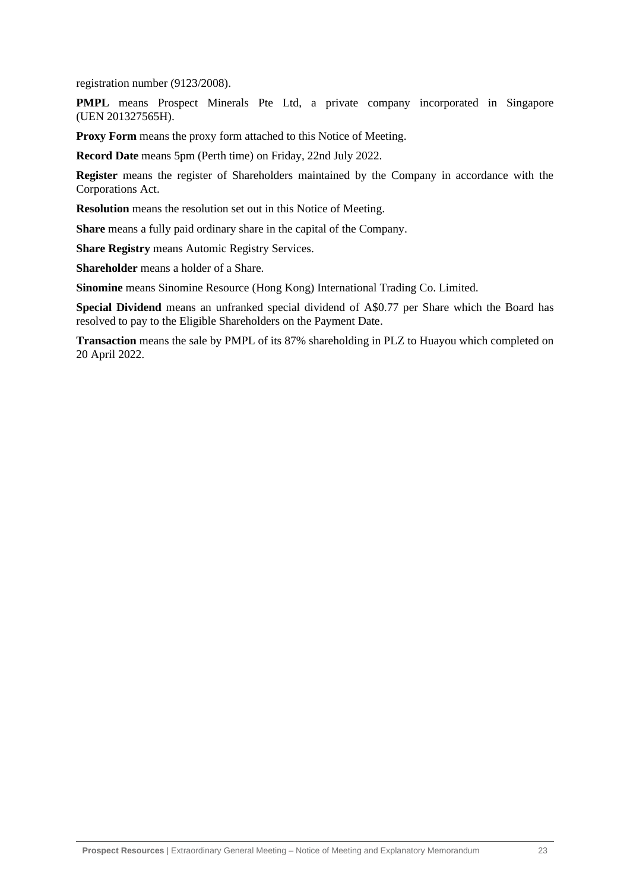registration number (9123/2008).

**PMPL** means Prospect Minerals Pte Ltd, a private company incorporated in Singapore (UEN 201327565H).

**Proxy Form** means the proxy form attached to this Notice of Meeting.

**Record Date** means 5pm (Perth time) on Friday, 22nd July 2022.

**Register** means the register of Shareholders maintained by the Company in accordance with the Corporations Act.

**Resolution** means the resolution set out in this Notice of Meeting.

**Share** means a fully paid ordinary share in the capital of the Company.

**Share Registry** means Automic Registry Services.

**Shareholder** means a holder of a Share.

**Sinomine** means Sinomine Resource (Hong Kong) International Trading Co. Limited.

**Special Dividend** means an unfranked special dividend of A$0.77 per Share which the Board has resolved to pay to the Eligible Shareholders on the Payment Date.

**Transaction** means the sale by PMPL of its 87% shareholding in PLZ to Huayou which completed on 20 April 2022.